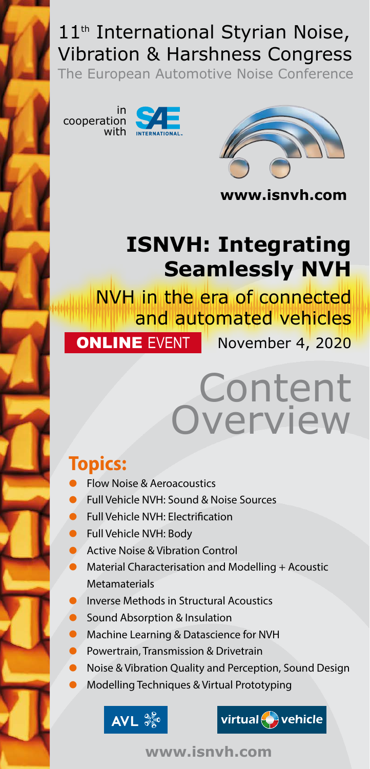# 11th International Styrian Noise, Vibration & Harshness Congress

The European Automotive Noise Conference

in cooperation with SAE International

www.isnvh.com

## ISNVH: Integrating Seamlessly NVH

NVH in the era of connected and automated vehicles

**ONLINE** EVENT November 4, 2020

# Content Overview

## Topics:

- Flow Noise & Aeroacoustics
- Full Vehicle NVH: Sound & Noise Sources
- Full Vehicle NVH: Electrification
- Full Vehicle NVH: Body
- Active Noise & Vibration Control
- Material Characterisation and Modelling + Acoustic Metamaterials
- Inverse Methods in Structural Acoustics
- Sound Absorption & Insulation
- Machine Learning & Datascience for NVH
- Powertrain, Transmission & Drivetrain
- Noise & Vibration Quality and Perception, Sound Design
- Modelling Techniques & Virtual Prototyping

AVL

virtual vehicle

www.isnvh.com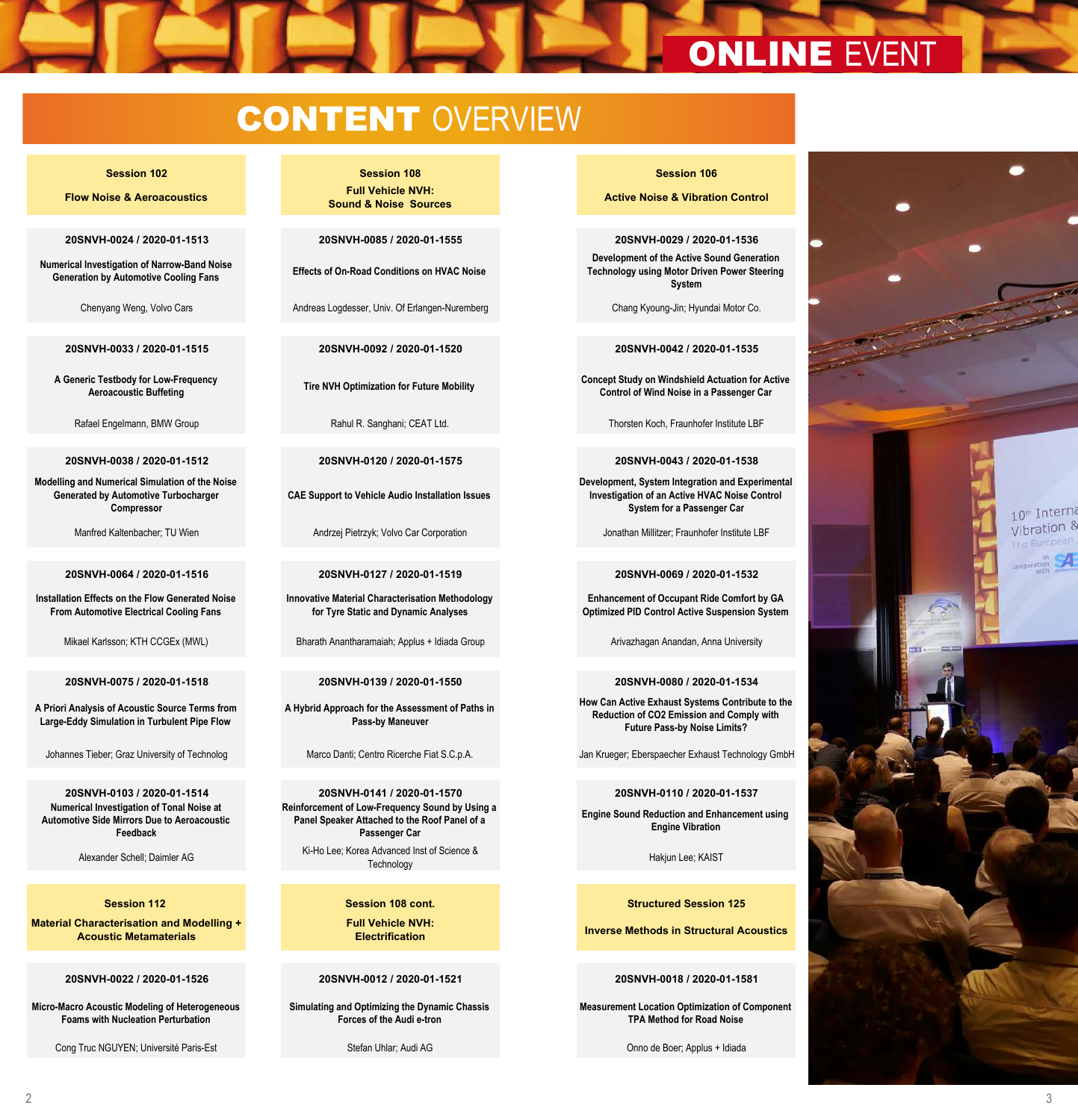# ONLINE EVENT

## CONTENT OVERVIEW

### Session 102
**Flow Noise & Aeroacoustics**

**20SNVH-0024 / 2020-01-1513**
**Numerical Investigation of Narrow-Band Noise Generation by Automotive Cooling Fans**
Chenyang Weng, Volvo Cars

**20SNVH-0033 / 2020-01-1515**
**A Generic Testbody for Low-Frequency Aeroacoustic Buffeting**
Rafael Engelmann, BMW Group

**20SNVH-0038 / 2020-01-1512**
**Modelling and Numerical Simulation of the Noise Generated by Automotive Turbocharger Compressor**
Manfred Kaltenbacher; TU Wien

**20SNVH-0064 / 2020-01-1516**
**Installation Effects on the Flow Generated Noise From Automotive Electrical Cooling Fans**
Mikael Karlsson; KTH CCGEx (MWL)

**20SNVH-0075 / 2020-01-1518**
**A Priori Analysis of Acoustic Source Terms from Large-Eddy Simulation in Turbulent Pipe Flow**
Johannes Tieber; Graz University of Technolog

**20SNVH-0103 / 2020-01-1514**
**Numerical Investigation of Tonal Noise at Automotive Side Mirrors Due to Aeroacoustic Feedback**
Alexander Schell; Daimler AG

### Session 112
**Material Characterisation and Modelling + Acoustic Metamaterials**

**20SNVH-0022 / 2020-01-1526**
**Micro-Macro Acoustic Modeling of Heterogeneous Foams with Nucleation Perturbation**
Cong Truc NGUYEN; Université Paris-Est

### Session 108
**Full Vehicle NVH: Sound & Noise Sources**

**20SNVH-0085 / 2020-01-1555**
**Effects of On-Road Conditions on HVAC Noise**
Andreas Logdesser, Univ. Of Erlangen-Nuremberg

**20SNVH-0092 / 2020-01-1520**
**Tire NVH Optimization for Future Mobility**
Rahul R. Sanghani; CEAT Ltd.

**20SNVH-0120 / 2020-01-1575**
**CAE Support to Vehicle Audio Installation Issues**
Andrzej Pietrzyk; Volvo Car Corporation

**20SNVH-0127 / 2020-01-1519**
**Innovative Material Characterisation Methodology for Tyre Static and Dynamic Analyses**
Bharath Anantharamaiah; Applus + Idiada Group

**20SNVH-0139 / 2020-01-1550**
**A Hybrid Approach for the Assessment of Paths in Pass-by Maneuver**
Marco Danti; Centro Ricerche Fiat S.C.p.A.

**20SNVH-0141 / 2020-01-1570**
**Reinforcement of Low-Frequency Sound by Using a Panel Speaker Attached to the Roof Panel of a Passenger Car**
Ki-Ho Lee; Korea Advanced Inst of Science & Technology

### Session 108 cont.
**Full Vehicle NVH: Electrification**

**20SNVH-0012 / 2020-01-1521**
**Simulating and Optimizing the Dynamic Chassis Forces of the Audi e-tron**
Stefan Uhlar; Audi AG

### Session 106
**Active Noise & Vibration Control**

**20SNVH-0029 / 2020-01-1536**
**Development of the Active Sound Generation Technology using Motor Driven Power Steering System**
Chang Kyoung-Jin; Hyundai Motor Co.

**20SNVH-0042 / 2020-01-1535**
**Concept Study on Windshield Actuation for Active Control of Wind Noise in a Passenger Car**
Thorsten Koch, Fraunhofer Institute LBF

**20SNVH-0043 / 2020-01-1538**
**Development, System Integration and Experimental Investigation of an Active HVAC Noise Control System for a Passenger Car**
Jonathan Millitzer; Fraunhofer Institute LBF

**20SNVH-0069 / 2020-01-1532**
**Enhancement of Occupant Ride Comfort by GA Optimized PID Control Active Suspension System**
Arivazhagan Anandan, Anna University

**20SNVH-0080 / 2020-01-1534**
**How Can Active Exhaust Systems Contribute to the Reduction of $CO_2$ Emission and Comply with Future Pass-by Noise Limits?**
Jan Krueger; Eberspaecher Exhaust Technology GmbH

**20SNVH-0110 / 2020-01-1537**
**Engine Sound Reduction and Enhancement using Engine Vibration**
Hakjun Lee; KAIST

### Structured Session 125
**Inverse Methods in Structural Acoustics**

**20SNVH-0018 / 2020-01-1581**
**Measurement Location Optimization of Component TPA Method for Road Noise**
Onno de Boer; Applus + Idiada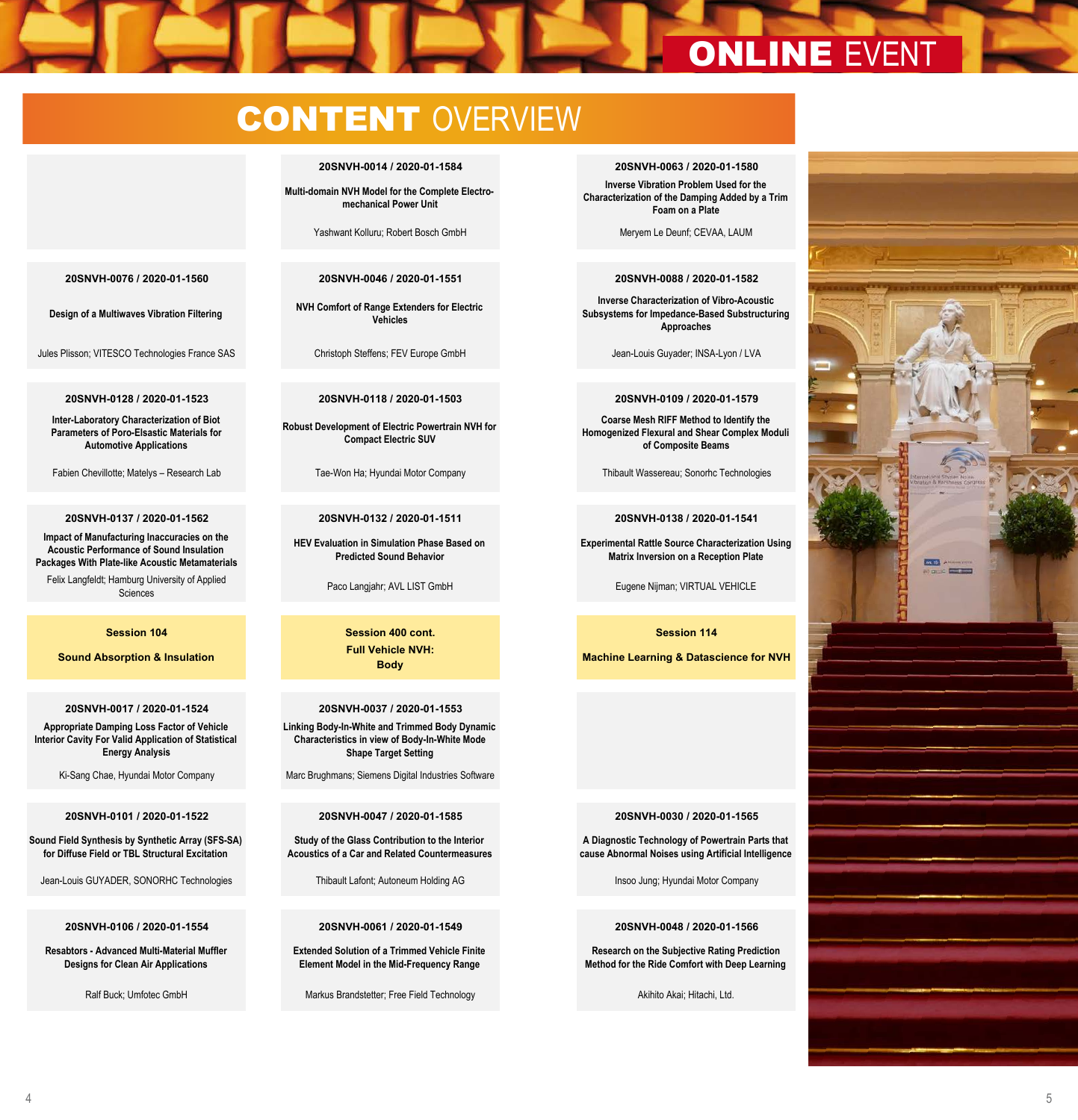# CONTENT OVERVIEW

**20SNVH-0076 / 2020-01-1560**

**Design of a Multiwaves Vibration Filtering**

Jules Plisson; VITESCO Technologies France SAS

**20SNVH-0128 / 2020-01-1523**

**Inter-Laboratory Characterization of Biot Parameters of Poro-Elsastic Materials for Automotive Applications**

Fabien Chevillotte; Matelys – Research Lab

**20SNVH-0137 / 2020-01-1562**

**Impact of Manufacturing Inaccuracies on the Acoustic Performance of Sound Insulation Packages With Plate-like Acoustic Metamaterials**

Felix Langfeldt; Hamburg University of Applied Sciences

## Session 104

## Sound Absorption & Insulation

**20SNVH-0017 / 2020-01-1524**

**Appropriate Damping Loss Factor of Vehicle Interior Cavity For Valid Application of Statistical Energy Analysis**

Ki-Sang Chae, Hyundai Motor Company

**20SNVH-0101 / 2020-01-1522**

**Sound Field Synthesis by Synthetic Array (SFS-SA) for Diffuse Field or TBL Structural Excitation**

Jean-Louis GUYADER, SONORHC Technologies

**20SNVH-0106 / 2020-01-1554**

**Resabtors - Advanced Multi-Material Muffler Designs for Clean Air Applications**

Ralf Buck; Umfotec GmbH

**20SNVH-0014 / 2020-01-1584**

**Multi-domain NVH Model for the Complete Electro-mechanical Power Unit**

Yashwant Kolluru; Robert Bosch GmbH

**20SNVH-0046 / 2020-01-1551**

**NVH Comfort of Range Extenders for Electric Vehicles**

Christoph Steffens; FEV Europe GmbH

**20SNVH-0118 / 2020-01-1503**

**Robust Development of Electric Powertrain NVH for Compact Electric SUV**

Tae-Won Ha; Hyundai Motor Company

**20SNVH-0132 / 2020-01-1511**

**HEV Evaluation in Simulation Phase Based on Predicted Sound Behavior**

Paco Langjahr; AVL LIST GmbH

## Session 400 cont.

## Full Vehicle NVH: Body

**20SNVH-0037 / 2020-01-1553**

**Linking Body-In-White and Trimmed Body Dynamic Characteristics in view of Body-In-White Mode Shape Target Setting**

Marc Brughmans; Siemens Digital Industries Software

**20SNVH-0047 / 2020-01-1585**

**Study of the Glass Contribution to the Interior Acoustics of a Car and Related Countermeasures**

Thibault Lafont; Autoneum Holding AG

**20SNVH-0061 / 2020-01-1549**

**Extended Solution of a Trimmed Vehicle Finite Element Model in the Mid-Frequency Range**

Markus Brandstetter; Free Field Technology

**20SNVH-0063 / 2020-01-1580**

**Inverse Vibration Problem Used for the Characterization of the Damping Added by a Trim Foam on a Plate**

Meryem Le Deunf; CEVAA, LAUM

**20SNVH-0088 / 2020-01-1582**

**Inverse Characterization of Vibro-Acoustic Subsystems for Impedance-Based Substructuring Approaches**

Jean-Louis Guyader; INSA-Lyon / LVA

**20SNVH-0109 / 2020-01-1579**

**Coarse Mesh RIFF Method to Identify the Homogenized Flexural and Shear Complex Moduli of Composite Beams**

Thibault Wassereau; Sonorhc Technologies

**20SNVH-0138 / 2020-01-1541**

**Experimental Rattle Source Characterization Using Matrix Inversion on a Reception Plate**

Eugene Nijman; VIRTUAL VEHICLE

## Session 114

## Machine Learning & Datascience for NVH

**20SNVH-0030 / 2020-01-1565**

**A Diagnostic Technology of Powertrain Parts that cause Abnormal Noises using Artificial Intelligence**

Insoo Jung; Hyundai Motor Company

**20SNVH-0048 / 2020-01-1566**

**Research on the Subjective Rating Prediction Method for the Ride Comfort with Deep Learning**

Akihito Akai; Hitachi, Ltd.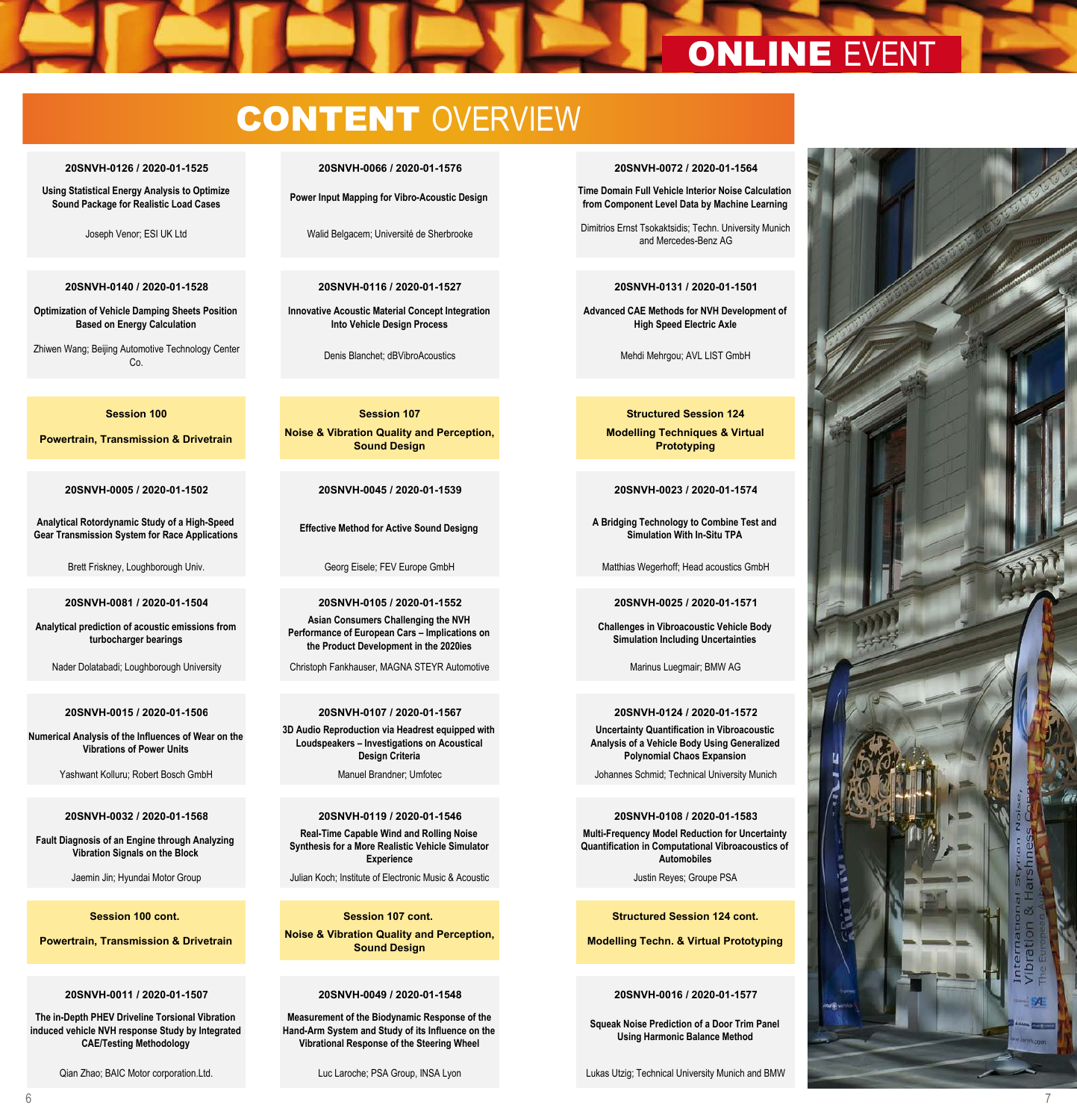# ONLINE EVENT

# CONTENT OVERVIEW

**20SNVH-0126 / 2020-01-1525**

**Using Statistical Energy Analysis to Optimize Sound Package for Realistic Load Cases**

Joseph Venor; ESI UK Ltd

**20SNVH-0140 / 2020-01-1528**

**Optimization of Vehicle Damping Sheets Position Based on Energy Calculation**

Zhiwen Wang; Beijing Automotive Technology Center Co.

## Session 100

## Powertrain, Transmission & Drivetrain

**20SNVH-0005 / 2020-01-1502**

**Analytical Rotordynamic Study of a High-Speed Gear Transmission System for Race Applications**

Brett Friskney, Loughborough Univ.

**20SNVH-0081 / 2020-01-1504**

**Analytical prediction of acoustic emissions from turbocharger bearings**

Nader Dolatabadi; Loughborough University

**20SNVH-0015 / 2020-01-1506**

**Numerical Analysis of the Influences of Wear on the Vibrations of Power Units**

Yashwant Kolluru; Robert Bosch GmbH

**20SNVH-0032 / 2020-01-1568**

**Fault Diagnosis of an Engine through Analyzing Vibration Signals on the Block**

Jaemin Jin; Hyundai Motor Group

## Session 100 cont.

## Powertrain, Transmission & Drivetrain

**20SNVH-0011 / 2020-01-1507**

**The in-Depth PHEV Driveline Torsional Vibration induced vehicle NVH response Study by Integrated CAE/Testing Methodology**

Qian Zhao; BAIC Motor corporation.Ltd.

**20SNVH-0066 / 2020-01-1576**

**Power Input Mapping for Vibro-Acoustic Design**

Walid Belgacem; Université de Sherbrooke

**20SNVH-0116 / 2020-01-1527**

**Innovative Acoustic Material Concept Integration Into Vehicle Design Process**

Denis Blanchet; dBVibroAcoustics

## Session 107

## Noise & Vibration Quality and Perception, Sound Design

**20SNVH-0045 / 2020-01-1539**

**Effective Method for Active Sound Designg**

Georg Eisele; FEV Europe GmbH

**20SNVH-0105 / 2020-01-1552**

**Asian Consumers Challenging the NVH Performance of European Cars – Implications on the Product Development in the 2020ies**

Christoph Fankhauser, MAGNA STEYR Automotive

**20SNVH-0107 / 2020-01-1567**

**3D Audio Reproduction via Headrest equipped with Loudspeakers – Investigations on Acoustical Design Criteria**

Manuel Brandner; Umfotec

**20SNVH-0119 / 2020-01-1546**

**Real-Time Capable Wind and Rolling Noise Synthesis for a More Realistic Vehicle Simulator Experience**

Julian Koch; Institute of Electronic Music & Acoustic

## Session 107 cont.

## Noise & Vibration Quality and Perception, Sound Design

**20SNVH-0049 / 2020-01-1548**

**Measurement of the Biodynamic Response of the Hand-Arm System and Study of its Influence on the Vibrational Response of the Steering Wheel**

Luc Laroche; PSA Group, INSA Lyon

**20SNVH-0072 / 2020-01-1564**

**Time Domain Full Vehicle Interior Noise Calculation from Component Level Data by Machine Learning**

Dimitrios Ernst Tsokaktsidis; Techn. University Munich and Mercedes-Benz AG

**20SNVH-0131 / 2020-01-1501**

**Advanced CAE Methods for NVH Development of High Speed Electric Axle**

Mehdi Mehrgou; AVL LIST GmbH

## Structured Session 124

## Modelling Techniques & Virtual Prototyping

**20SNVH-0023 / 2020-01-1574**

**A Bridging Technology to Combine Test and Simulation With In-Situ TPA**

Matthias Wegerhoff; Head acoustics GmbH

**20SNVH-0025 / 2020-01-1571**

**Challenges in Vibroacoustic Vehicle Body Simulation Including Uncertainties**

Marinus Luegmair; BMW AG

**20SNVH-0124 / 2020-01-1572**

**Uncertainty Quantification in Vibroacoustic Analysis of a Vehicle Body Using Generalized Polynomial Chaos Expansion**

Johannes Schmid; Technical University Munich

**20SNVH-0108 / 2020-01-1583**

**Multi-Frequency Model Reduction for Uncertainty Quantification in Computational Vibroacoustics of Automobiles**

Justin Reyes; Groupe PSA

## Structured Session 124 cont.

## Modelling Techn. & Virtual Prototyping

**20SNVH-0016 / 2020-01-1577**

**Squeak Noise Prediction of a Door Trim Panel Using Harmonic Balance Method**

Lukas Utzig; Technical University Munich and BMW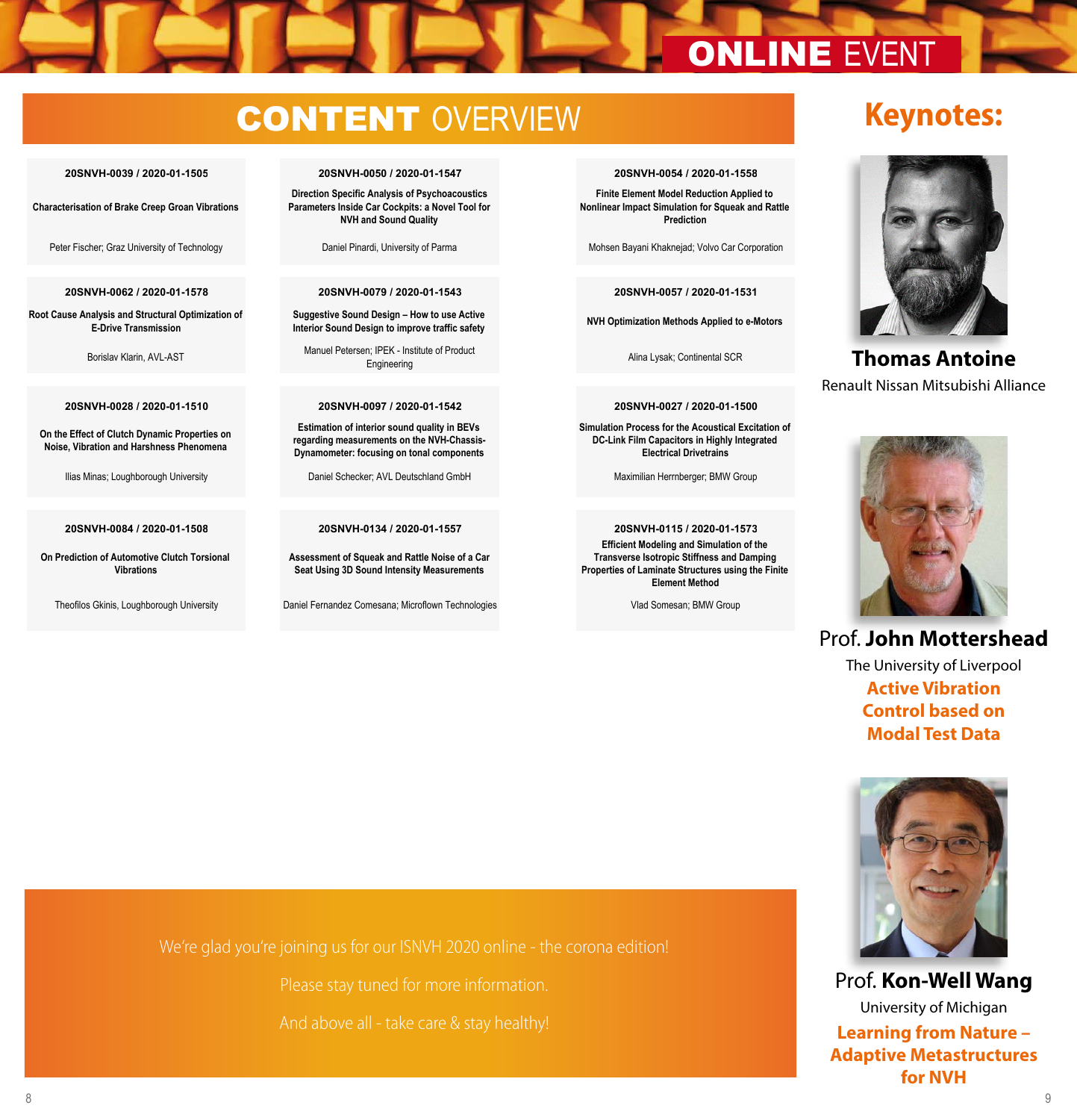ONLINE EVENT

# CONTENT OVERVIEW

**20SNVH-0039 / 2020-01-1505**

**Characterisation of Brake Creep Groan Vibrations**

Peter Fischer; Graz University of Technology

**20SNVH-0062 / 2020-01-1578**

**Root Cause Analysis and Structural Optimization of E-Drive Transmission**

Borislav Klarin, AVL-AST

**20SNVH-0028 / 2020-01-1510**

**On the Effect of Clutch Dynamic Properties on Noise, Vibration and Harshness Phenomena**

Ilias Minas; Loughborough University

**20SNVH-0084 / 2020-01-1508**

**On Prediction of Automotive Clutch Torsional Vibrations**

Theofilos Gkinis, Loughborough University

**20SNVH-0050 / 2020-01-1547**

**Direction Specific Analysis of Psychoacoustics Parameters Inside Car Cockpits: a Novel Tool for NVH and Sound Quality**

Daniel Pinardi, University of Parma

**20SNVH-0079 / 2020-01-1543**

**Suggestive Sound Design – How to use Active Interior Sound Design to improve traffic safety**

Manuel Petersen; IPEK - Institute of Product Engineering

**20SNVH-0097 / 2020-01-1542**

**Estimation of interior sound quality in BEVs regarding measurements on the NVH-Chassis-Dynamometer: focusing on tonal components**

Daniel Schecker; AVL Deutschland GmbH

**20SNVH-0134 / 2020-01-1557**

**Assessment of Squeak and Rattle Noise of a Car Seat Using 3D Sound Intensity Measurements**

Daniel Fernandez Comesana; Microflown Technologies

**20SNVH-0054 / 2020-01-1558**

**Finite Element Model Reduction Applied to Nonlinear Impact Simulation for Squeak and Rattle Prediction**

Mohsen Bayani Khaknejad; Volvo Car Corporation

**20SNVH-0057 / 2020-01-1531**

**NVH Optimization Methods Applied to e-Motors**

Alina Lysak; Continental SCR

**20SNVH-0027 / 2020-01-1500**

**Simulation Process for the Acoustical Excitation of DC-Link Film Capacitors in Highly Integrated Electrical Drivetrains**

Maximilian Herrnberger; BMW Group

**20SNVH-0115 / 2020-01-1573**

**Efficient Modeling and Simulation of the Transverse Isotropic Stiffness and Damping Properties of Laminate Structures using the Finite Element Method**

Vlad Somesan; BMW Group

We're glad you're joining us for our ISNVH 2020 online - the corona edition!

Please stay tuned for more information.

And above all - take care & stay healthy!

## Keynotes:

**Thomas Antoine**
Renault Nissan Mitsubishi Alliance

Prof. **John Mottershead**
The University of Liverpool
**Active Vibration Control based on Modal Test Data**

Prof. **Kon-Well Wang**
University of Michigan
**Learning from Nature – Adaptive Metastructures for NVH**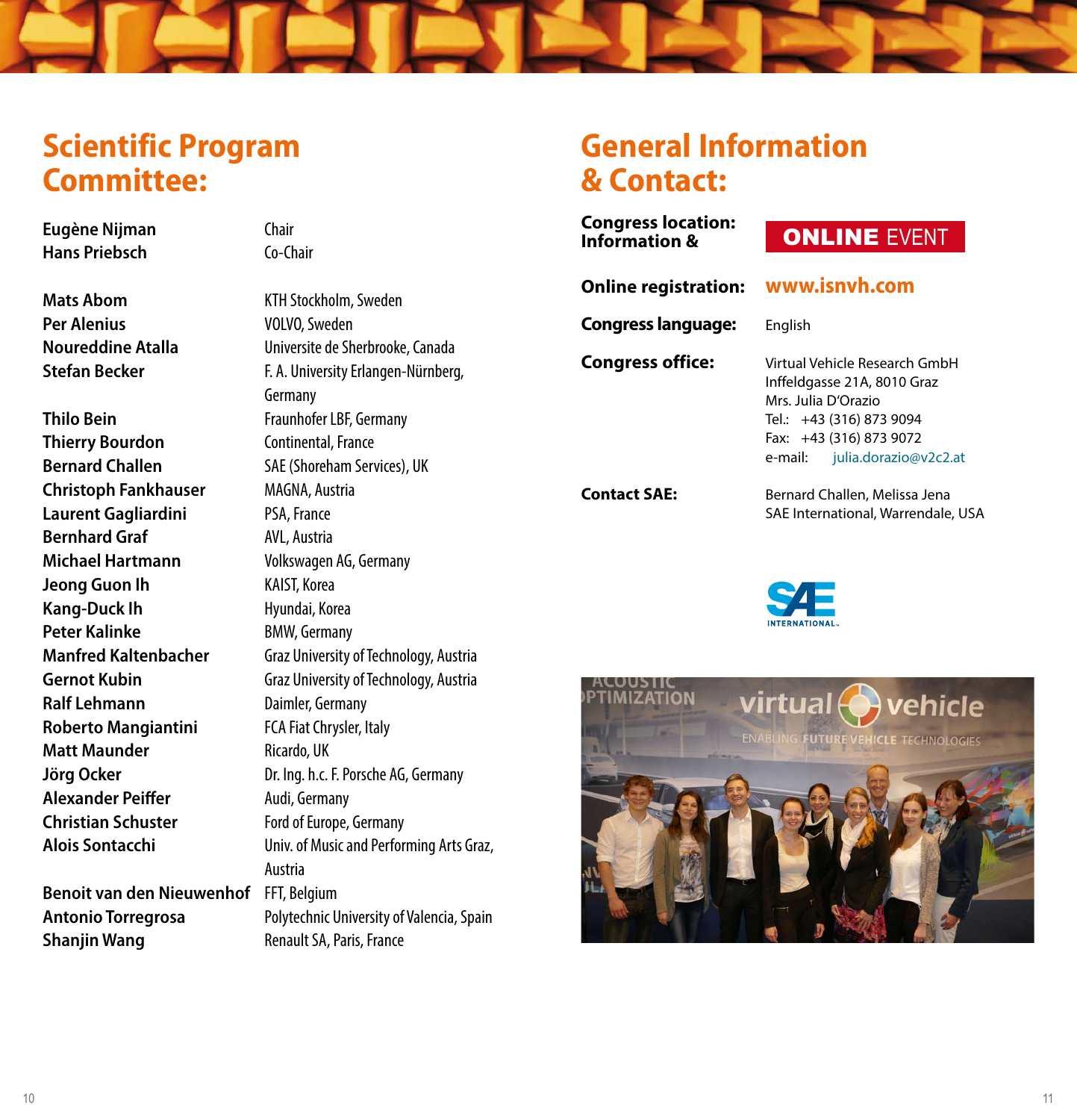## Scientific Program Committee:

| | |
|---|---|
| **Eugène Nijman** | Chair |
| **Hans Priebsch** | Co-Chair |
| | |
| **Mats Abom** | KTH Stockholm, Sweden |
| **Per Alenius** | VOLVO, Sweden |
| **Noureddine Atalla** | Universite de Sherbrooke, Canada |
| **Stefan Becker** | F. A. University Erlangen-Nürnberg, Germany |
| **Thilo Bein** | Fraunhofer LBF, Germany |
| **Thierry Bourdon** | Continental, France |
| **Bernard Challen** | SAE (Shoreham Services), UK |
| **Christoph Fankhauser** | MAGNA, Austria |
| **Laurent Gagliardini** | PSA, France |
| **Bernhard Graf** | AVL, Austria |
| **Michael Hartmann** | Volkswagen AG, Germany |
| **Jeong Guon Ih** | KAIST, Korea |
| **Kang-Duck Ih** | Hyundai, Korea |
| **Peter Kalinke** | BMW, Germany |
| **Manfred Kaltenbacher** | Graz University of Technology, Austria |
| **Gernot Kubin** | Graz University of Technology, Austria |
| **Ralf Lehmann** | Daimler, Germany |
| **Roberto Mangiantini** | FCA Fiat Chrysler, Italy |
| **Matt Maunder** | Ricardo, UK |
| **Jörg Ocker** | Dr. Ing. h.c. F. Porsche AG, Germany |
| **Alexander Peiffer** | Audi, Germany |
| **Christian Schuster** | Ford of Europe, Germany |
| **Alois Sontacchi** | Univ. of Music and Performing Arts Graz, Austria |
| **Benoit van den Nieuwenhof** | FFT, Belgium |
| **Antonio Torregrosa** | Polytechnic University of Valencia, Spain |
| **Shanjin Wang** | Renault SA, Paris, France |

## General Information & Contact:

**Congress location: Information &** ONLINE EVENT

**Online registration:** www.isnvh.com

**Congress language:** English

**Congress office:**
Virtual Vehicle Research GmbH
Inffeldgasse 21A, 8010 Graz
Mrs. Julia D'Orazio
Tel.: +43 (316) 873 9094
Fax: +43 (316) 873 9072
e-mail: julia.dorazio@v2c2.at

**Contact SAE:**
Bernard Challen, Melissa Jena
SAE International, Warrendale, USA